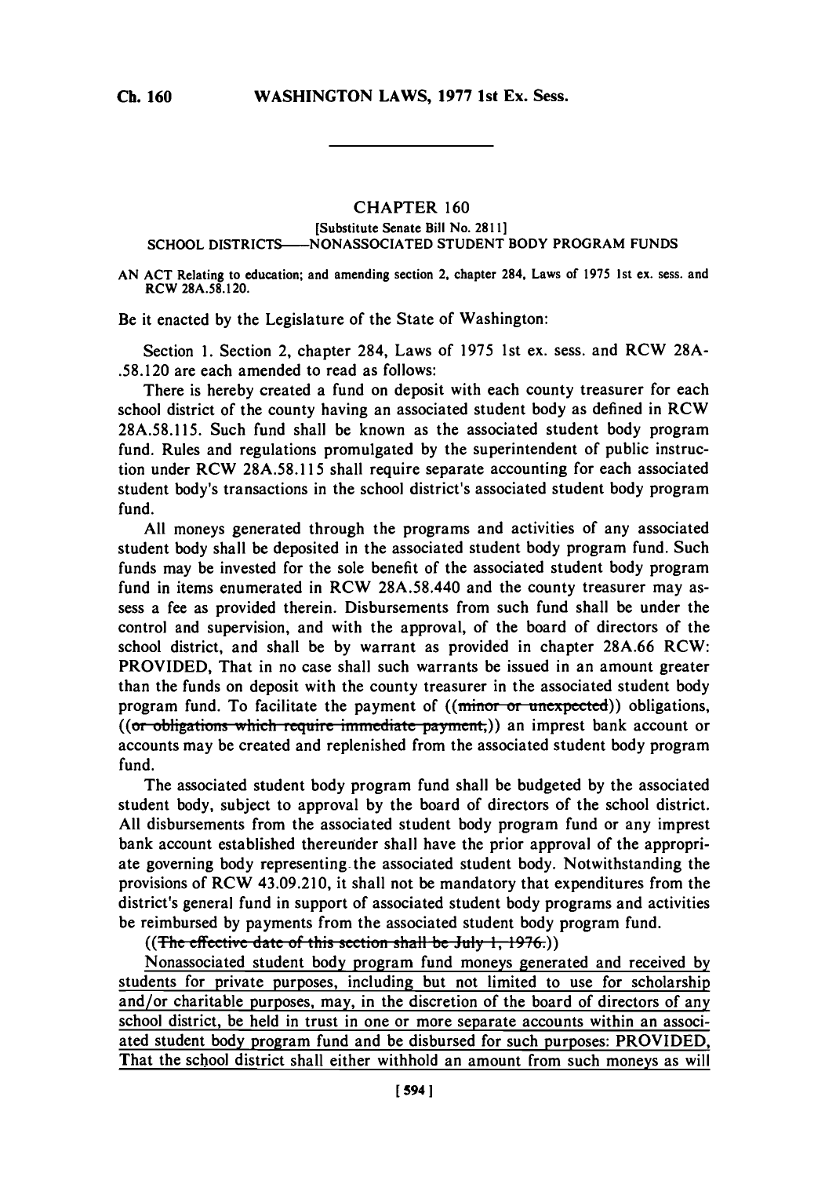# CHAPTER 160

[Substitute Senate Bill No. 2811]

SCHOOL DISTRICTS——NONASSOCIATED STUDENT BODY PROGRAM FUNDS

AN ACT Relating to education; and amending section 2, chapter 284, Laws of 1975 1st ex. sess. and RCW 28A.58.120.

Be it enacted by the Legislature of the State of Washington:

Section 1. Section 2, chapter 284, Laws of 1975 1st ex. sess. and RCW 28A-.58.120 are each amended to read as follows:

There is hereby created a fund on deposit with each county treasurer for each school district of the county having an associated student body as defined in RCW 28A.58.115. Such fund shall be known as the associated student body program fund. Rules and regulations promulgated by the superintendent of public instruction under RCW 28A.58.115 shall require separate accounting for each associated student body's transactions in the school district's associated student body program fund.

All moneys generated through the programs and activities of any associated student body shall be deposited in the associated student body program fund. Such funds may be invested for the sole benefit of the associated student body program fund in items enumerated in RCW 28A.58.440 and the county treasurer may assess a fee as provided therein. Disbursements from such fund shall be under the control and supervision, and with the approval, of the board of directors of the school district, and shall be by warrant as provided in chapter 28A.66 RCW: PROVIDED, That in no case shall such warrants be issued in an amount greater than the funds on deposit with the county treasurer in the associated student body program fund. To facilitate the payment of ((~~minor or unexpected~~)) obligations, ((~~or obligations which require immediate payment,~~)) an impress bank account or accounts may be created and replenished from the associated student body program fund.

The associated student body program fund shall be budgeted by the associated student body, subject to approval by the board of directors of the school district. All disbursements from the associated student body program fund or any impress bank account established thereunder shall have the prior approval of the appropriate governing body representing the associated student body. Notwithstanding the provisions of RCW 43.09.210, it shall not be mandatory that expenditures from the district's general fund in support of associated student body programs and activities be reimbursed by payments from the associated student body program fund.

((~~The effective date of this section shall be July 1, 1976.~~))

<u>Nonassociated student body program fund moneys generated and received by students for private purposes, including but not limited to use for scholarship and/or charitable purposes, may, in the discretion of the board of directors of any school district, be held in trust in one or more separate accounts within an associated student body program fund and be disbursed for such purposes: PROVIDED, That the school district shall either withhold an amount from such moneys as will</u>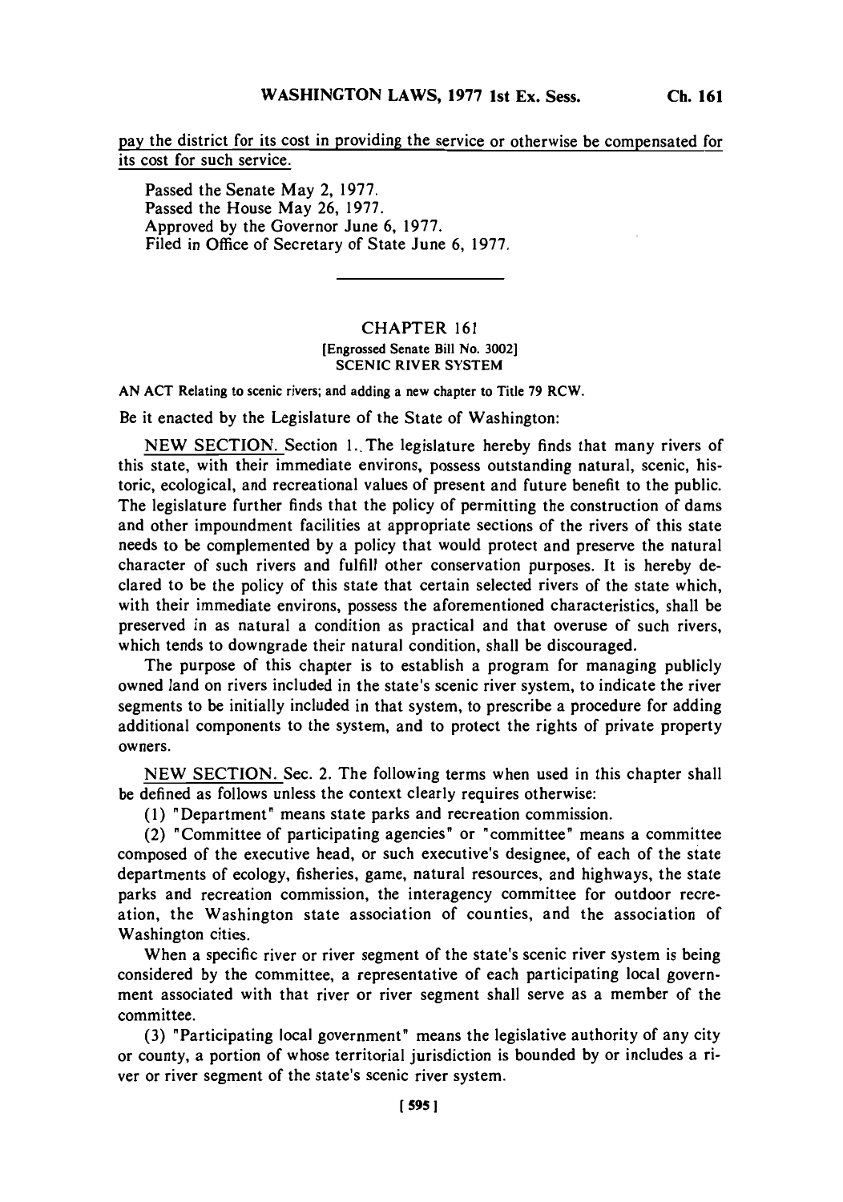pay the district for its cost in providing the service or otherwise be compensated for its cost for such service.

Passed the Senate May 2, 1977.
Passed the House May 26, 1977.
Approved by the Governor June 6, 1977.
Filed in Office of Secretary of State June 6, 1977.

---

## CHAPTER 161

[Engrossed Senate Bill No. 3002]

SCENIC RIVER SYSTEM

AN ACT Relating to scenic rivers; and adding a new chapter to Title 79 RCW.

Be it enacted by the Legislature of the State of Washington:

NEW SECTION. Section 1. The legislature hereby finds that many rivers of this state, with their immediate environs, possess outstanding natural, scenic, historic, ecological, and recreational values of present and future benefit to the public. The legislature further finds that the policy of permitting the construction of dams and other impoundment facilities at appropriate sections of the rivers of this state needs to be complemented by a policy that would protect and preserve the natural character of such rivers and fulfill other conservation purposes. It is hereby declared to be the policy of this state that certain selected rivers of the state which, with their immediate environs, possess the aforementioned characteristics, shall be preserved in as natural a condition as practical and that overuse of such rivers, which tends to downgrade their natural condition, shall be discouraged.

The purpose of this chapter is to establish a program for managing publicly owned land on rivers included in the state's scenic river system, to indicate the river segments to be initially included in that system, to prescribe a procedure for adding additional components to the system, and to protect the rights of private property owners.

NEW SECTION. Sec. 2. The following terms when used in this chapter shall be defined as follows unless the context clearly requires otherwise:

(1) "Department" means state parks and recreation commission.

(2) "Committee of participating agencies" or "committee" means a committee composed of the executive head, or such executive's designee, of each of the state departments of ecology, fisheries, game, natural resources, and highways, the state parks and recreation commission, the interagency committee for outdoor recreation, the Washington state association of counties, and the association of Washington cities.

When a specific river or river segment of the state's scenic river system is being considered by the committee, a representative of each participating local government associated with that river or river segment shall serve as a member of the committee.

(3) "Participating local government" means the legislative authority of any city or county, a portion of whose territorial jurisdiction is bounded by or includes a river or river segment of the state's scenic river system.